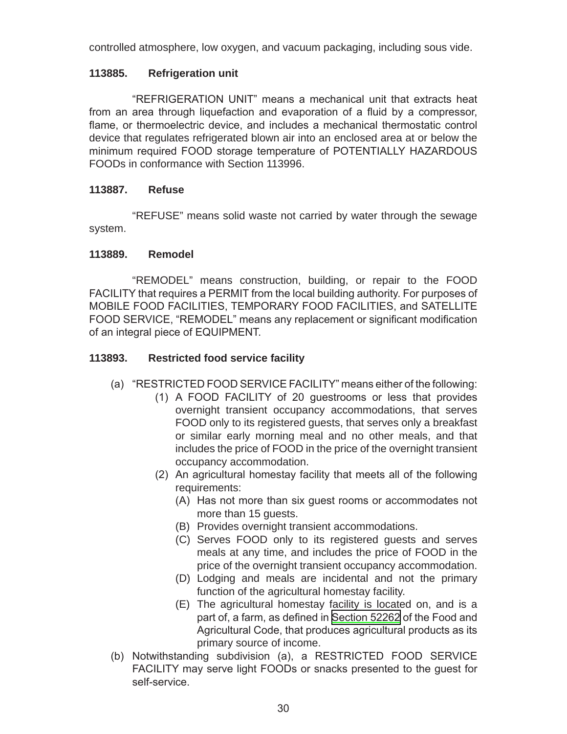controlled atmosphere, low oxygen, and vacuum packaging, including sous vide.

**113885. Refrigeration unit**

"REFRIGERATION UNIT" means a mechanical unit that extracts heat from an area through liquefaction and evaporation of a fluid by a compressor, flame, or thermoelectric device, and includes a mechanical thermostatic control device that regulates refrigerated blown air into an enclosed area at or below the minimum required FOOD storage temperature of POTENTIALLY HAZARDOUS FOODs in conformance with Section 113996.

**113887. Refuse**

"REFUSE" means solid waste not carried by water through the sewage system.

**113889. Remodel**

"REMODEL" means construction, building, or repair to the FOOD FACILITY that requires a PERMIT from the local building authority. For purposes of MOBILE FOOD FACILITIES, TEMPORARY FOOD FACILITIES, and SATELLITE FOOD SERVICE, "REMODEL" means any replacement or significant modification of an integral piece of EQUIPMENT.

**113893. Restricted food service facility**

(a) "RESTRICTED FOOD SERVICE FACILITY" means either of the following:
   (1) A FOOD FACILITY of 20 guestrooms or less that provides overnight transient occupancy accommodations, that serves FOOD only to its registered guests, that serves only a breakfast or similar early morning meal and no other meals, and that includes the price of FOOD in the price of the overnight transient occupancy accommodation.
   (2) An agricultural homestay facility that meets all of the following requirements:
      (A) Has not more than six guest rooms or accommodates not more than 15 guests.
      (B) Provides overnight transient accommodations.
      (C) Serves FOOD only to its registered guests and serves meals at any time, and includes the price of FOOD in the price of the overnight transient occupancy accommodation.
      (D) Lodging and meals are incidental and not the primary function of the agricultural homestay facility.
      (E) The agricultural homestay facility is located on, and is a part of, a farm, as defined in Section 52262 of the Food and Agricultural Code, that produces agricultural products as its primary source of income.

(b) Notwithstanding subdivision (a), a RESTRICTED FOOD SERVICE FACILITY may serve light FOODs or snacks presented to the guest for self-service.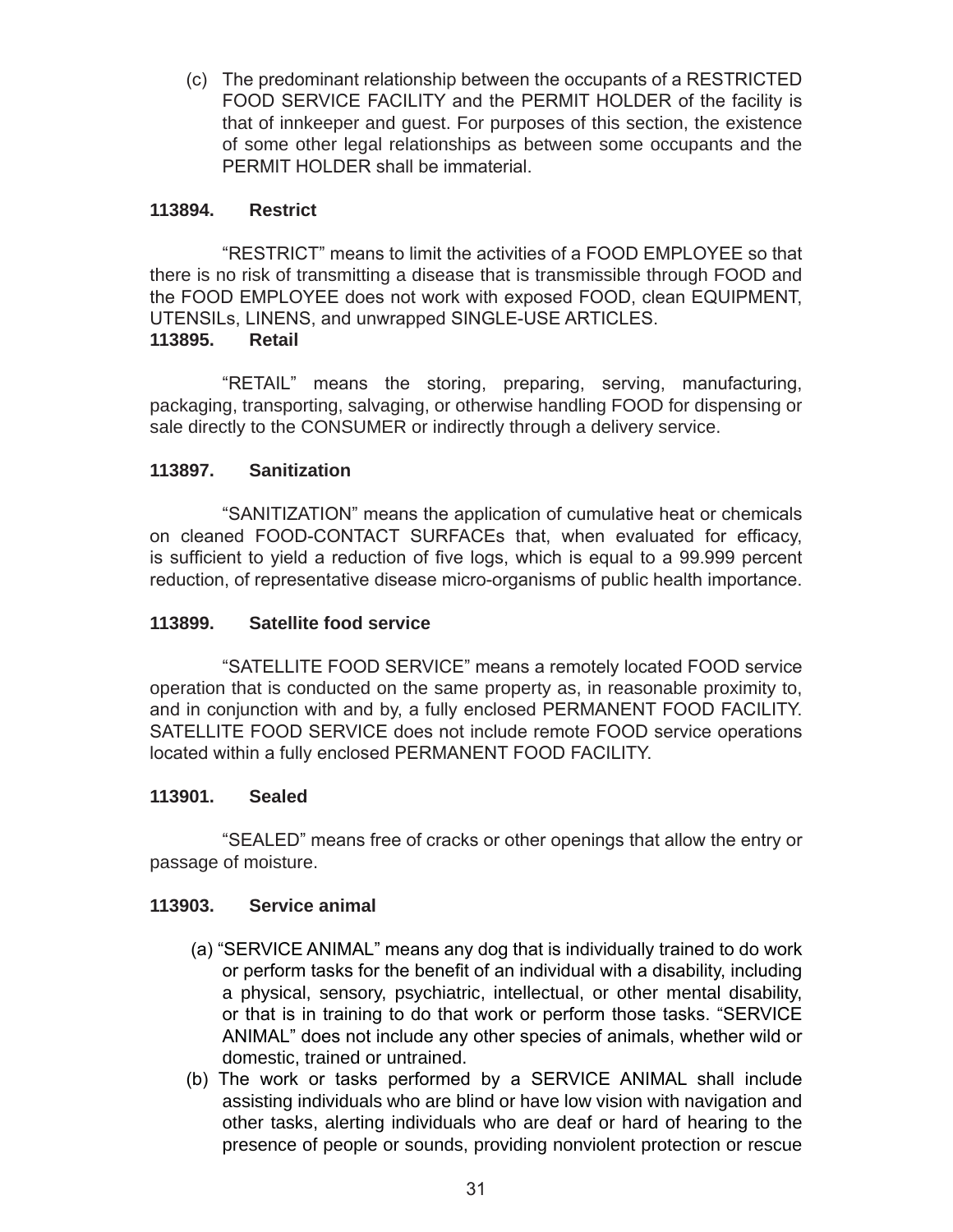(c) The predominant relationship between the occupants of a RESTRICTED FOOD SERVICE FACILITY and the PERMIT HOLDER of the facility is that of innkeeper and guest. For purposes of this section, the existence of some other legal relationships as between some occupants and the PERMIT HOLDER shall be immaterial.

### 113894. Restrict

"RESTRICT" means to limit the activities of a FOOD EMPLOYEE so that there is no risk of transmitting a disease that is transmissible through FOOD and the FOOD EMPLOYEE does not work with exposed FOOD, clean EQUIPMENT, UTENSILs, LINENS, and unwrapped SINGLE-USE ARTICLES.

### 113895. Retail

"RETAIL" means the storing, preparing, serving, manufacturing, packaging, transporting, salvaging, or otherwise handling FOOD for dispensing or sale directly to the CONSUMER or indirectly through a delivery service.

### 113897. Sanitization

"SANITIZATION" means the application of cumulative heat or chemicals on cleaned FOOD-CONTACT SURFACEs that, when evaluated for efficacy, is sufficient to yield a reduction of five logs, which is equal to a 99.999 percent reduction, of representative disease micro-organisms of public health importance.

### 113899. Satellite food service

"SATELLITE FOOD SERVICE" means a remotely located FOOD service operation that is conducted on the same property as, in reasonable proximity to, and in conjunction with and by, a fully enclosed PERMANENT FOOD FACILITY. SATELLITE FOOD SERVICE does not include remote FOOD service operations located within a fully enclosed PERMANENT FOOD FACILITY.

### 113901. Sealed

"SEALED" means free of cracks or other openings that allow the entry or passage of moisture.

### 113903. Service animal

(a) "SERVICE ANIMAL" means any dog that is individually trained to do work or perform tasks for the benefit of an individual with a disability, including a physical, sensory, psychiatric, intellectual, or other mental disability, or that is in training to do that work or perform those tasks. "SERVICE ANIMAL" does not include any other species of animals, whether wild or domestic, trained or untrained.

(b) The work or tasks performed by a SERVICE ANIMAL shall include assisting individuals who are blind or have low vision with navigation and other tasks, alerting individuals who are deaf or hard of hearing to the presence of people or sounds, providing nonviolent protection or rescue